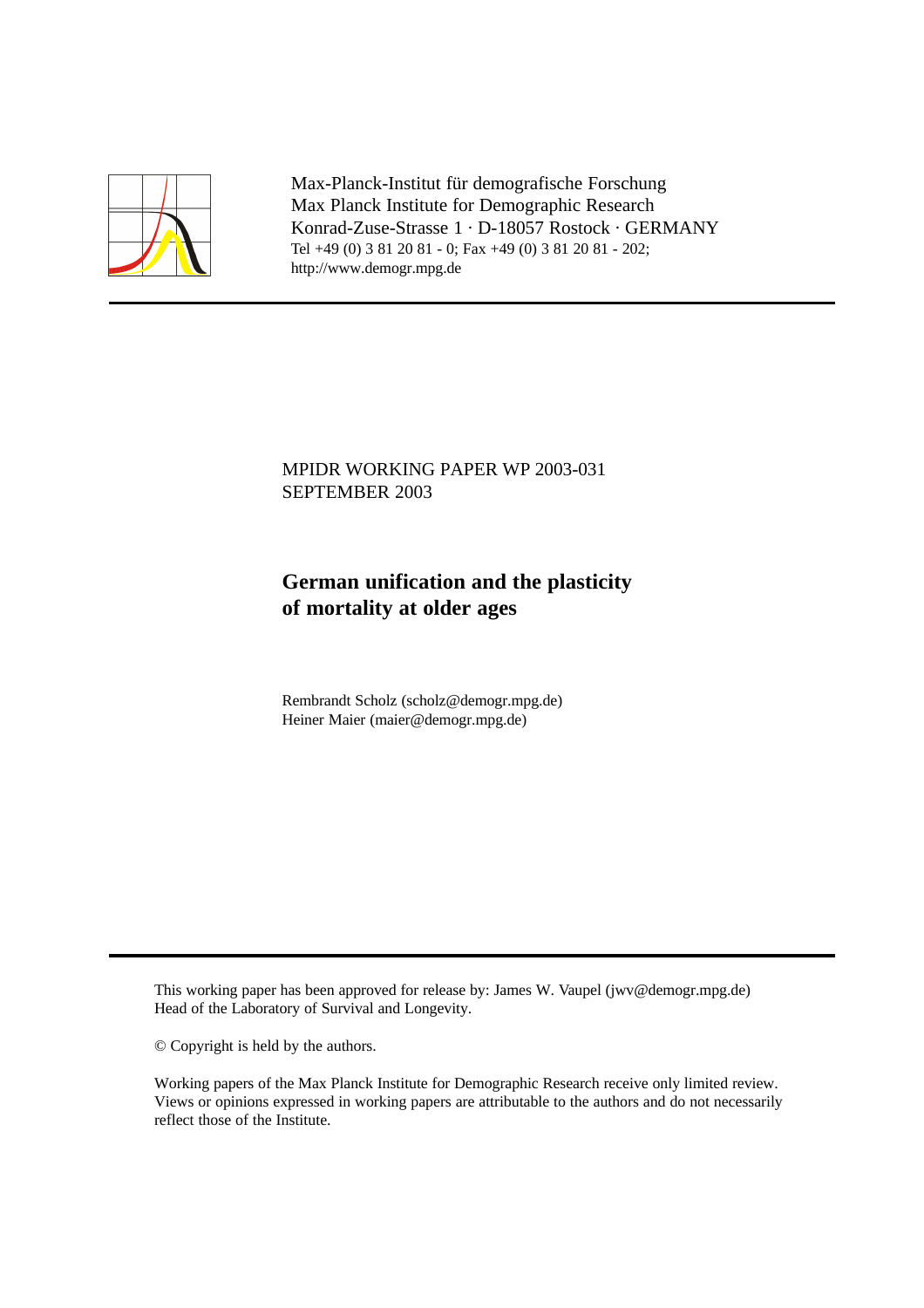Max-Planck-Institut für demografische Forschung
Max Planck Institute for Demographic Research
Konrad-Zuse-Strasse 1 · D-18057 Rostock · GERMANY
Tel +49 (0) 3 81 20 81 - 0; Fax +49 (0) 3 81 20 81 - 202;
http://www.demogr.mpg.de

---

MPIDR WORKING PAPER WP 2003-031
SEPTEMBER 2003

# German unification and the plasticity of mortality at older ages

Rembrandt Scholz (scholz@demogr.mpg.de)
Heiner Maier (maier@demogr.mpg.de)

---

This working paper has been approved for release by: James W. Vaupel (jwv@demogr.mpg.de)
Head of the Laboratory of Survival and Longevity.

© Copyright is held by the authors.

Working papers of the Max Planck Institute for Demographic Research receive only limited review.
Views or opinions expressed in working papers are attributable to the authors and do not necessarily reflect those of the Institute.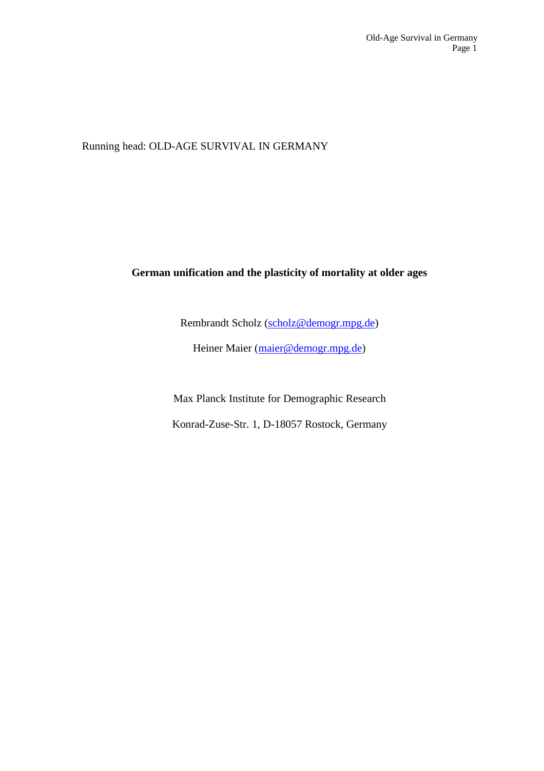Running head: OLD-AGE SURVIVAL IN GERMANY

**German unification and the plasticity of mortality at older ages**

Rembrandt Scholz (scholz@demogr.mpg.de)

Heiner Maier (maier@demogr.mpg.de)

Max Planck Institute for Demographic Research

Konrad-Zuse-Str. 1, D-18057 Rostock, Germany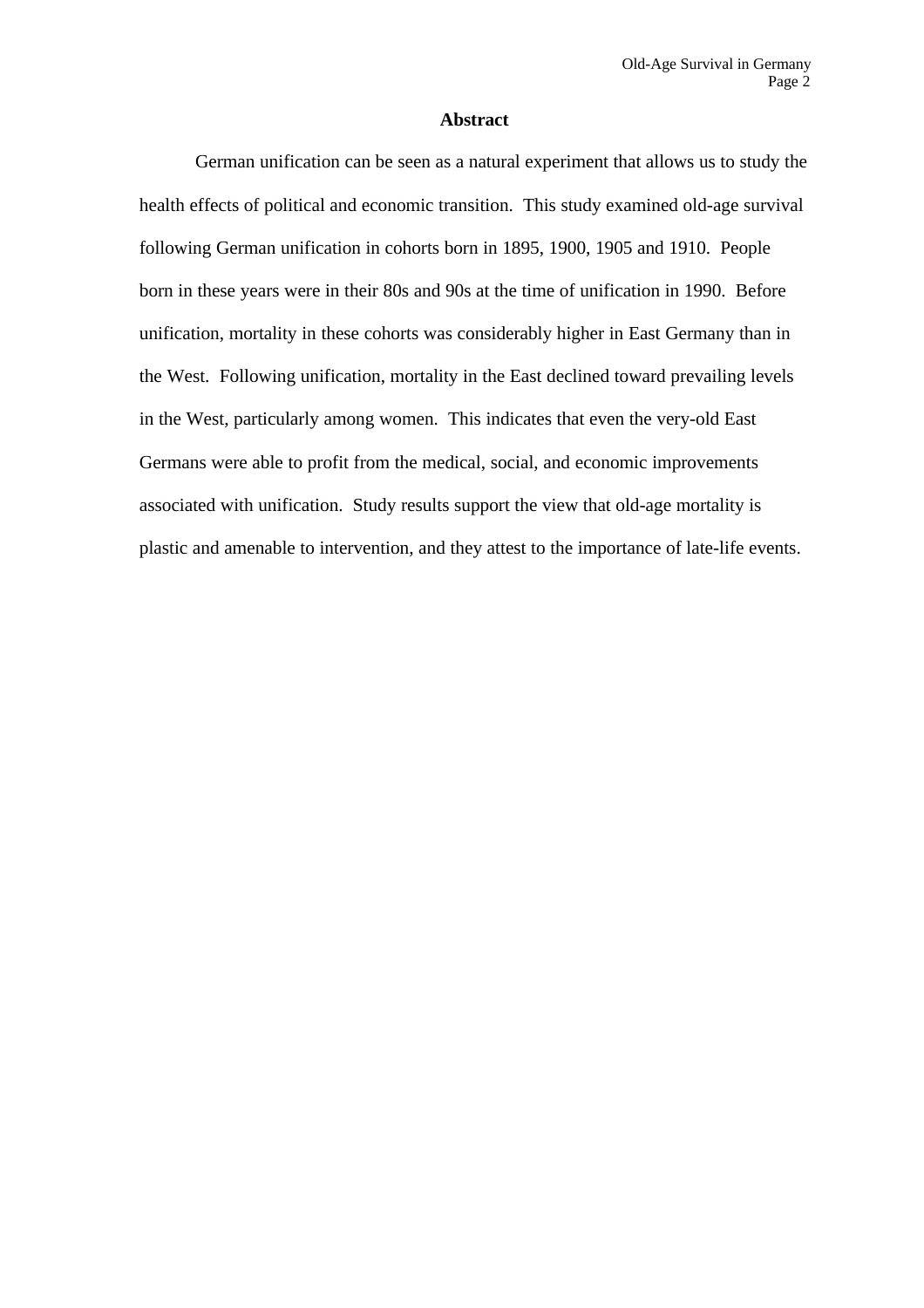## Abstract

German unification can be seen as a natural experiment that allows us to study the health effects of political and economic transition. This study examined old-age survival following German unification in cohorts born in 1895, 1900, 1905 and 1910. People born in these years were in their 80s and 90s at the time of unification in 1990. Before unification, mortality in these cohorts was considerably higher in East Germany than in the West. Following unification, mortality in the East declined toward prevailing levels in the West, particularly among women. This indicates that even the very-old East Germans were able to profit from the medical, social, and economic improvements associated with unification. Study results support the view that old-age mortality is plastic and amenable to intervention, and they attest to the importance of late-life events.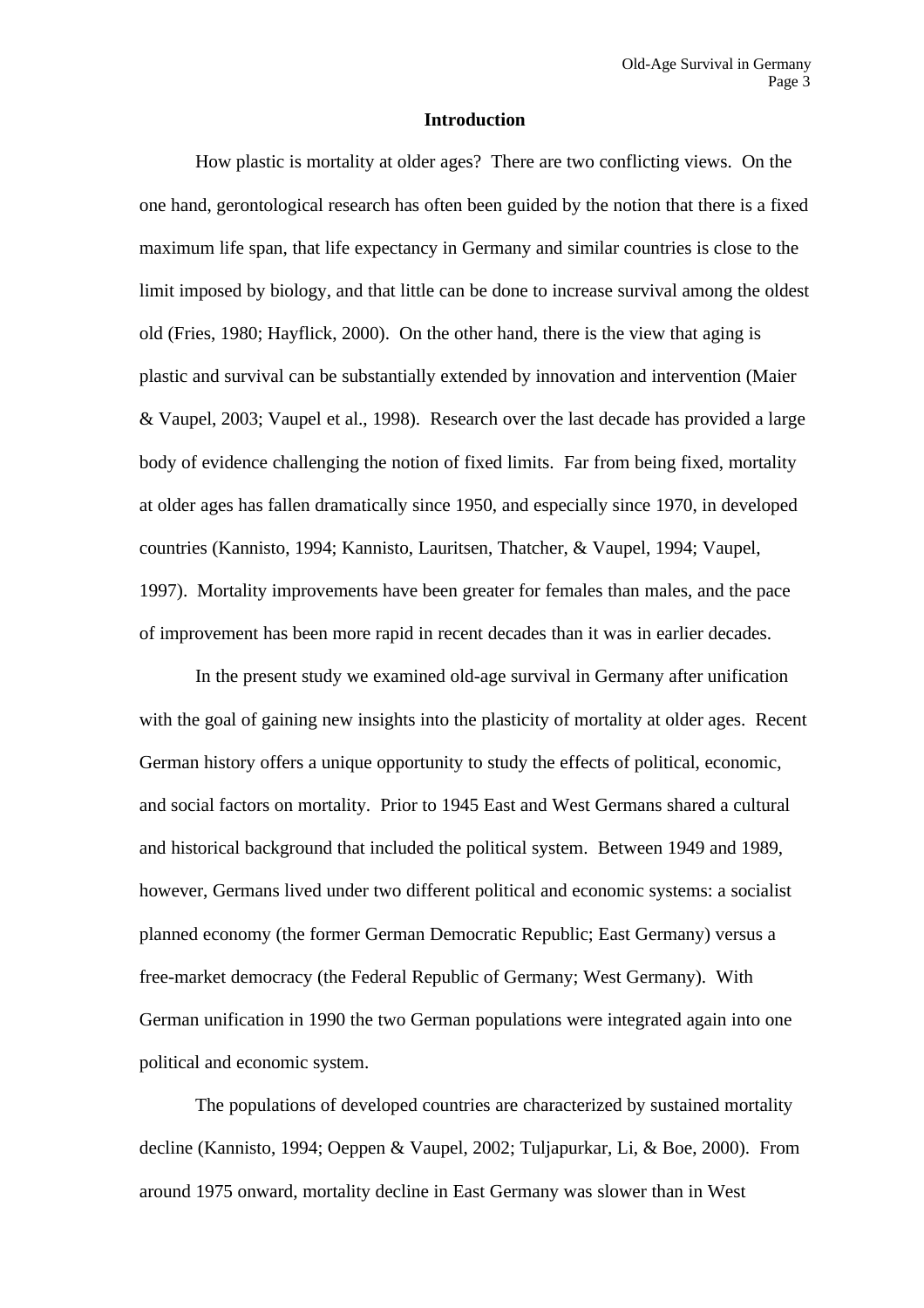# Introduction

How plastic is mortality at older ages? There are two conflicting views. On the one hand, gerontological research has often been guided by the notion that there is a fixed maximum life span, that life expectancy in Germany and similar countries is close to the limit imposed by biology, and that little can be done to increase survival among the oldest old (Fries, 1980; Hayflick, 2000). On the other hand, there is the view that aging is plastic and survival can be substantially extended by innovation and intervention (Maier & Vaupel, 2003; Vaupel et al., 1998). Research over the last decade has provided a large body of evidence challenging the notion of fixed limits. Far from being fixed, mortality at older ages has fallen dramatically since 1950, and especially since 1970, in developed countries (Kannisto, 1994; Kannisto, Lauritsen, Thatcher, & Vaupel, 1994; Vaupel, 1997). Mortality improvements have been greater for females than males, and the pace of improvement has been more rapid in recent decades than it was in earlier decades.

In the present study we examined old-age survival in Germany after unification with the goal of gaining new insights into the plasticity of mortality at older ages. Recent German history offers a unique opportunity to study the effects of political, economic, and social factors on mortality. Prior to 1945 East and West Germans shared a cultural and historical background that included the political system. Between 1949 and 1989, however, Germans lived under two different political and economic systems: a socialist planned economy (the former German Democratic Republic; East Germany) versus a free-market democracy (the Federal Republic of Germany; West Germany). With German unification in 1990 the two German populations were integrated again into one political and economic system.

The populations of developed countries are characterized by sustained mortality decline (Kannisto, 1994; Oeppen & Vaupel, 2002; Tuljapurkar, Li, & Boe, 2000). From around 1975 onward, mortality decline in East Germany was slower than in West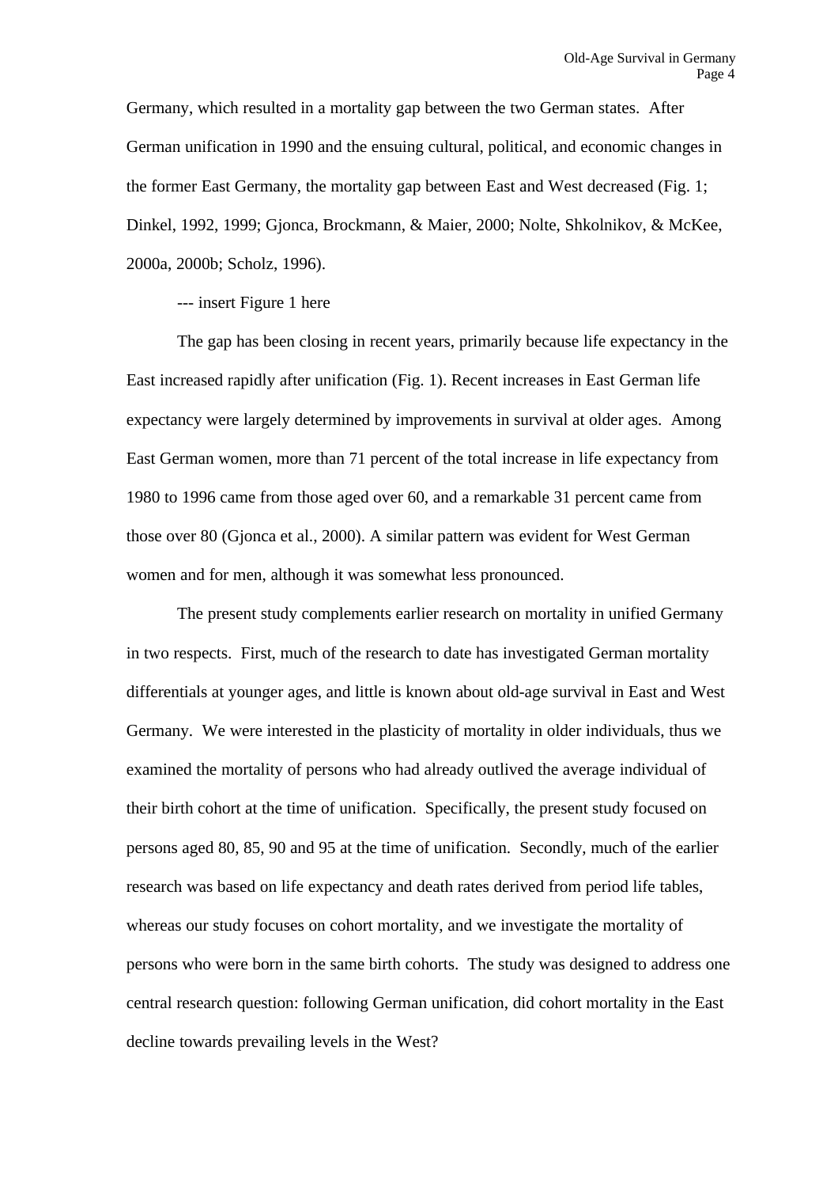Germany, which resulted in a mortality gap between the two German states. After German unification in 1990 and the ensuing cultural, political, and economic changes in the former East Germany, the mortality gap between East and West decreased (Fig. 1; Dinkel, 1992, 1999; Gjonca, Brockmann, & Maier, 2000; Nolte, Shkolnikov, & McKee, 2000a, 2000b; Scholz, 1996).

--- insert Figure 1 here

The gap has been closing in recent years, primarily because life expectancy in the East increased rapidly after unification (Fig. 1). Recent increases in East German life expectancy were largely determined by improvements in survival at older ages. Among East German women, more than 71 percent of the total increase in life expectancy from 1980 to 1996 came from those aged over 60, and a remarkable 31 percent came from those over 80 (Gjonca et al., 2000). A similar pattern was evident for West German women and for men, although it was somewhat less pronounced.

The present study complements earlier research on mortality in unified Germany in two respects. First, much of the research to date has investigated German mortality differentials at younger ages, and little is known about old-age survival in East and West Germany. We were interested in the plasticity of mortality in older individuals, thus we examined the mortality of persons who had already outlived the average individual of their birth cohort at the time of unification. Specifically, the present study focused on persons aged 80, 85, 90 and 95 at the time of unification. Secondly, much of the earlier research was based on life expectancy and death rates derived from period life tables, whereas our study focuses on cohort mortality, and we investigate the mortality of persons who were born in the same birth cohorts. The study was designed to address one central research question: following German unification, did cohort mortality in the East decline towards prevailing levels in the West?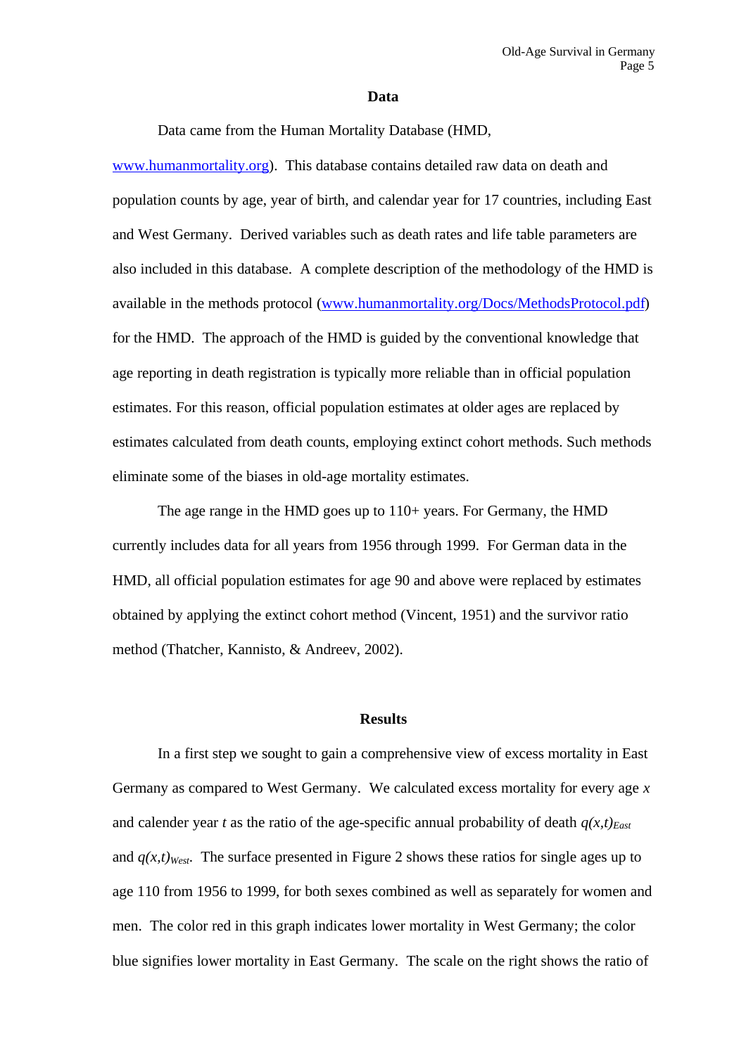## Data

Data came from the Human Mortality Database (HMD, www.humanmortality.org). This database contains detailed raw data on death and population counts by age, year of birth, and calendar year for 17 countries, including East and West Germany. Derived variables such as death rates and life table parameters are also included in this database. A complete description of the methodology of the HMD is available in the methods protocol (www.humanmortality.org/Docs/MethodsProtocol.pdf) for the HMD. The approach of the HMD is guided by the conventional knowledge that age reporting in death registration is typically more reliable than in official population estimates. For this reason, official population estimates at older ages are replaced by estimates calculated from death counts, employing extinct cohort methods. Such methods eliminate some of the biases in old-age mortality estimates.

The age range in the HMD goes up to 110+ years. For Germany, the HMD currently includes data for all years from 1956 through 1999. For German data in the HMD, all official population estimates for age 90 and above were replaced by estimates obtained by applying the extinct cohort method (Vincent, 1951) and the survivor ratio method (Thatcher, Kannisto, & Andreev, 2002).

## Results

In a first step we sought to gain a comprehensive view of excess mortality in East Germany as compared to West Germany. We calculated excess mortality for every age $x$ and calender year $t$ as the ratio of the age-specific annual probability of death $q(x,t)_{East}$ and $q(x,t)_{West}$. The surface presented in Figure 2 shows these ratios for single ages up to age 110 from 1956 to 1999, for both sexes combined as well as separately for women and men. The color red in this graph indicates lower mortality in West Germany; the color blue signifies lower mortality in East Germany. The scale on the right shows the ratio of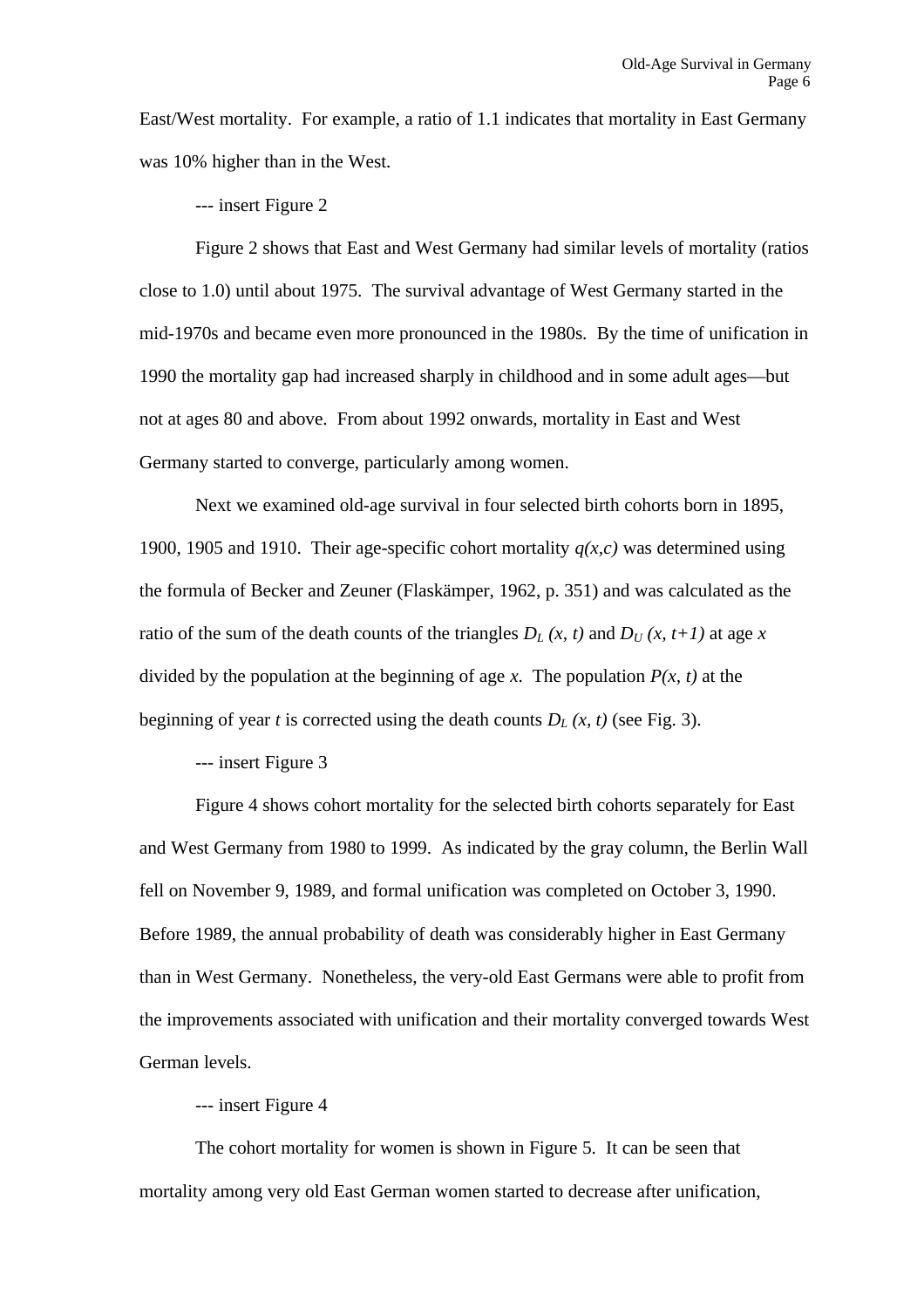East/West mortality. For example, a ratio of 1.1 indicates that mortality in East Germany was 10% higher than in the West.

--- insert Figure 2

Figure 2 shows that East and West Germany had similar levels of mortality (ratios close to 1.0) until about 1975. The survival advantage of West Germany started in the mid-1970s and became even more pronounced in the 1980s. By the time of unification in 1990 the mortality gap had increased sharply in childhood and in some adult ages—but not at ages 80 and above. From about 1992 onwards, mortality in East and West Germany started to converge, particularly among women.

Next we examined old-age survival in four selected birth cohorts born in 1895, 1900, 1905 and 1910. Their age-specific cohort mortality $q(x,c)$ was determined using the formula of Becker and Zeuner (Flaskämper, 1962, p. 351) and was calculated as the ratio of the sum of the death counts of the triangles $D_L(x, t)$ and $D_U(x, t+1)$ at age $x$ divided by the population at the beginning of age $x$. The population $P(x, t)$ at the beginning of year $t$ is corrected using the death counts $D_L(x, t)$ (see Fig. 3).

--- insert Figure 3

Figure 4 shows cohort mortality for the selected birth cohorts separately for East and West Germany from 1980 to 1999. As indicated by the gray column, the Berlin Wall fell on November 9, 1989, and formal unification was completed on October 3, 1990. Before 1989, the annual probability of death was considerably higher in East Germany than in West Germany. Nonetheless, the very-old East Germans were able to profit from the improvements associated with unification and their mortality converged towards West German levels.

--- insert Figure 4

The cohort mortality for women is shown in Figure 5. It can be seen that mortality among very old East German women started to decrease after unification,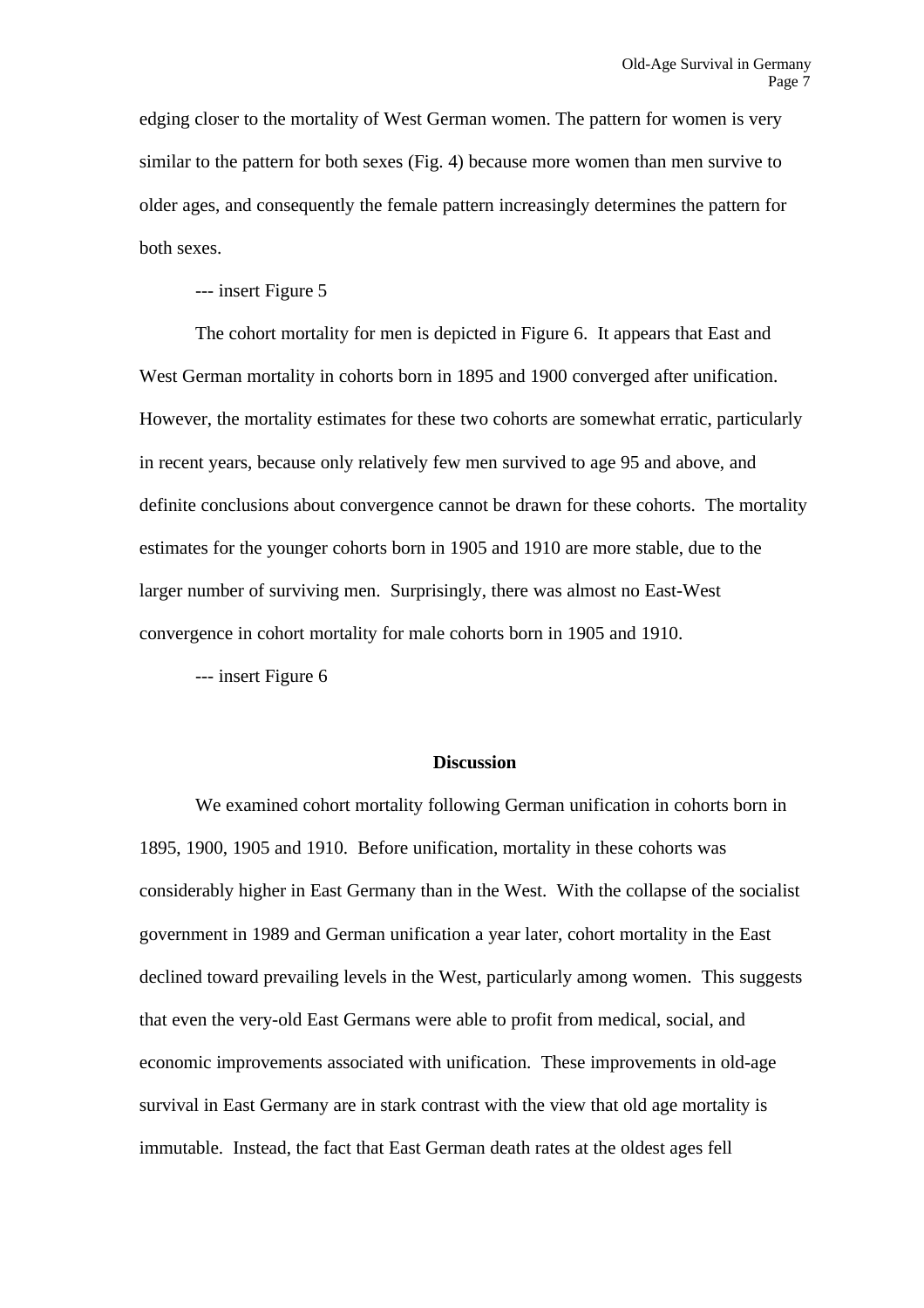edging closer to the mortality of West German women. The pattern for women is very similar to the pattern for both sexes (Fig. 4) because more women than men survive to older ages, and consequently the female pattern increasingly determines the pattern for both sexes.

--- insert Figure 5

The cohort mortality for men is depicted in Figure 6. It appears that East and West German mortality in cohorts born in 1895 and 1900 converged after unification. However, the mortality estimates for these two cohorts are somewhat erratic, particularly in recent years, because only relatively few men survived to age 95 and above, and definite conclusions about convergence cannot be drawn for these cohorts. The mortality estimates for the younger cohorts born in 1905 and 1910 are more stable, due to the larger number of surviving men. Surprisingly, there was almost no East-West convergence in cohort mortality for male cohorts born in 1905 and 1910.

--- insert Figure 6

## Discussion

We examined cohort mortality following German unification in cohorts born in 1895, 1900, 1905 and 1910. Before unification, mortality in these cohorts was considerably higher in East Germany than in the West. With the collapse of the socialist government in 1989 and German unification a year later, cohort mortality in the East declined toward prevailing levels in the West, particularly among women. This suggests that even the very-old East Germans were able to profit from medical, social, and economic improvements associated with unification. These improvements in old-age survival in East Germany are in stark contrast with the view that old age mortality is immutable. Instead, the fact that East German death rates at the oldest ages fell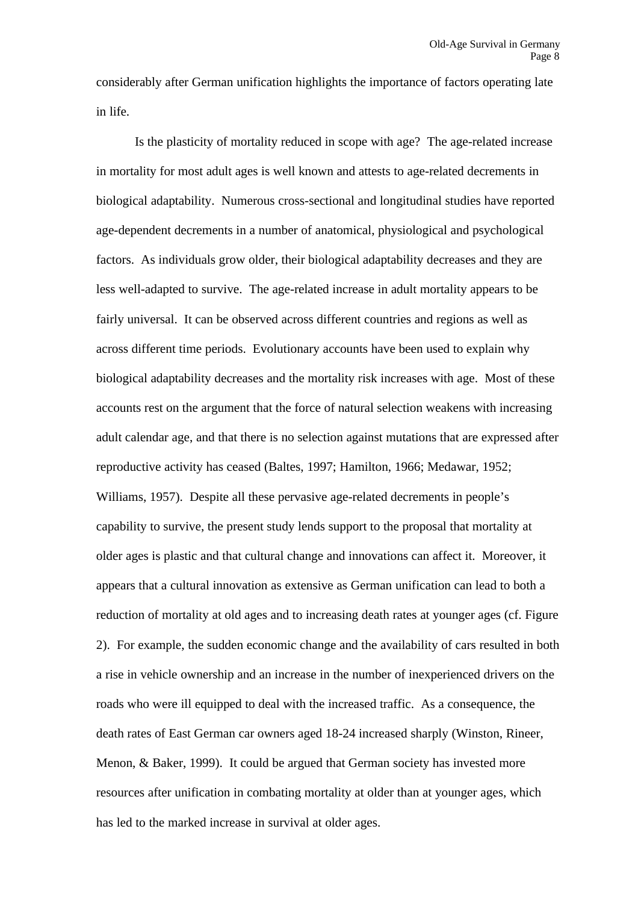considerably after German unification highlights the importance of factors operating late in life.

Is the plasticity of mortality reduced in scope with age? The age-related increase in mortality for most adult ages is well known and attests to age-related decrements in biological adaptability. Numerous cross-sectional and longitudinal studies have reported age-dependent decrements in a number of anatomical, physiological and psychological factors. As individuals grow older, their biological adaptability decreases and they are less well-adapted to survive. The age-related increase in adult mortality appears to be fairly universal. It can be observed across different countries and regions as well as across different time periods. Evolutionary accounts have been used to explain why biological adaptability decreases and the mortality risk increases with age. Most of these accounts rest on the argument that the force of natural selection weakens with increasing adult calendar age, and that there is no selection against mutations that are expressed after reproductive activity has ceased (Baltes, 1997; Hamilton, 1966; Medawar, 1952; Williams, 1957). Despite all these pervasive age-related decrements in people's capability to survive, the present study lends support to the proposal that mortality at older ages is plastic and that cultural change and innovations can affect it. Moreover, it appears that a cultural innovation as extensive as German unification can lead to both a reduction of mortality at old ages and to increasing death rates at younger ages (cf. Figure 2). For example, the sudden economic change and the availability of cars resulted in both a rise in vehicle ownership and an increase in the number of inexperienced drivers on the roads who were ill equipped to deal with the increased traffic. As a consequence, the death rates of East German car owners aged 18-24 increased sharply (Winston, Rineer, Menon, & Baker, 1999). It could be argued that German society has invested more resources after unification in combating mortality at older than at younger ages, which has led to the marked increase in survival at older ages.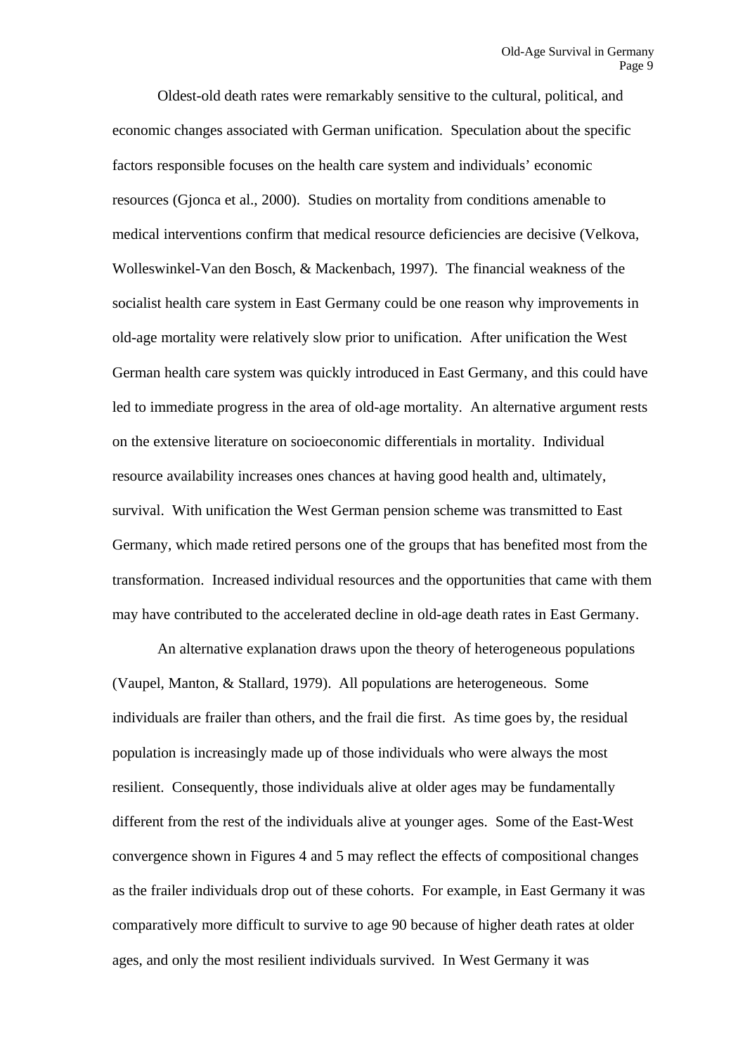Oldest-old death rates were remarkably sensitive to the cultural, political, and economic changes associated with German unification. Speculation about the specific factors responsible focuses on the health care system and individuals' economic resources (Gjonca et al., 2000). Studies on mortality from conditions amenable to medical interventions confirm that medical resource deficiencies are decisive (Velkova, Wolleswinkel-Van den Bosch, & Mackenbach, 1997). The financial weakness of the socialist health care system in East Germany could be one reason why improvements in old-age mortality were relatively slow prior to unification. After unification the West German health care system was quickly introduced in East Germany, and this could have led to immediate progress in the area of old-age mortality. An alternative argument rests on the extensive literature on socioeconomic differentials in mortality. Individual resource availability increases ones chances at having good health and, ultimately, survival. With unification the West German pension scheme was transmitted to East Germany, which made retired persons one of the groups that has benefited most from the transformation. Increased individual resources and the opportunities that came with them may have contributed to the accelerated decline in old-age death rates in East Germany.

An alternative explanation draws upon the theory of heterogeneous populations (Vaupel, Manton, & Stallard, 1979). All populations are heterogeneous. Some individuals are frailer than others, and the frail die first. As time goes by, the residual population is increasingly made up of those individuals who were always the most resilient. Consequently, those individuals alive at older ages may be fundamentally different from the rest of the individuals alive at younger ages. Some of the East-West convergence shown in Figures 4 and 5 may reflect the effects of compositional changes as the frailer individuals drop out of these cohorts. For example, in East Germany it was comparatively more difficult to survive to age 90 because of higher death rates at older ages, and only the most resilient individuals survived. In West Germany it was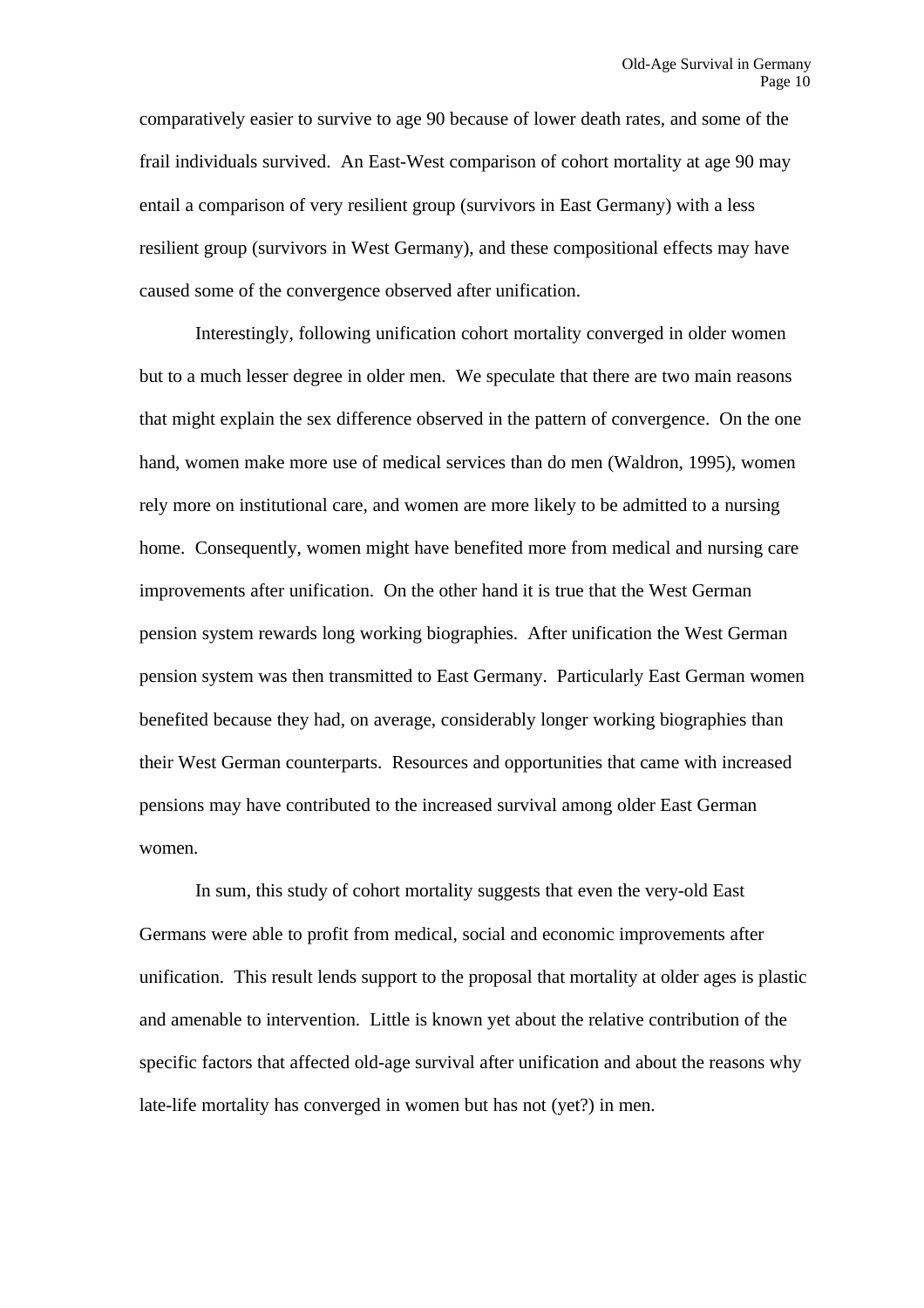comparatively easier to survive to age 90 because of lower death rates, and some of the frail individuals survived. An East-West comparison of cohort mortality at age 90 may entail a comparison of very resilient group (survivors in East Germany) with a less resilient group (survivors in West Germany), and these compositional effects may have caused some of the convergence observed after unification.

Interestingly, following unification cohort mortality converged in older women but to a much lesser degree in older men. We speculate that there are two main reasons that might explain the sex difference observed in the pattern of convergence. On the one hand, women make more use of medical services than do men (Waldron, 1995), women rely more on institutional care, and women are more likely to be admitted to a nursing home. Consequently, women might have benefited more from medical and nursing care improvements after unification. On the other hand it is true that the West German pension system rewards long working biographies. After unification the West German pension system was then transmitted to East Germany. Particularly East German women benefited because they had, on average, considerably longer working biographies than their West German counterparts. Resources and opportunities that came with increased pensions may have contributed to the increased survival among older East German women.

In sum, this study of cohort mortality suggests that even the very-old East Germans were able to profit from medical, social and economic improvements after unification. This result lends support to the proposal that mortality at older ages is plastic and amenable to intervention. Little is known yet about the relative contribution of the specific factors that affected old-age survival after unification and about the reasons why late-life mortality has converged in women but has not (yet?) in men.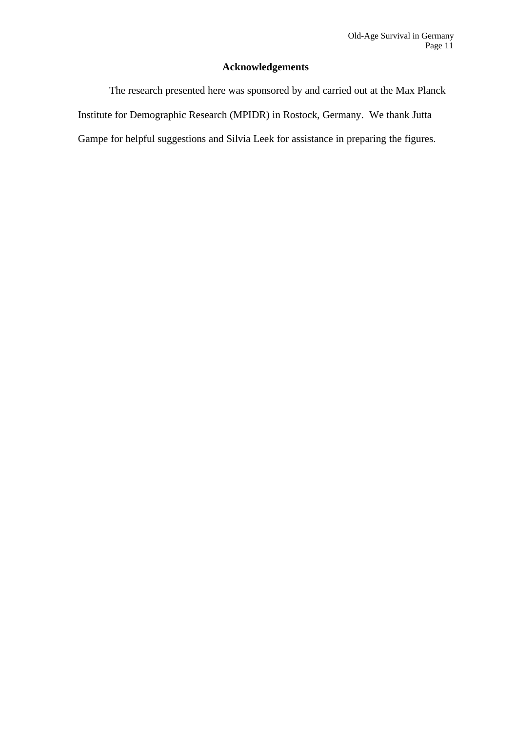## Acknowledgements

The research presented here was sponsored by and carried out at the Max Planck Institute for Demographic Research (MPIDR) in Rostock, Germany. We thank Jutta Gampe for helpful suggestions and Silvia Leek for assistance in preparing the figures.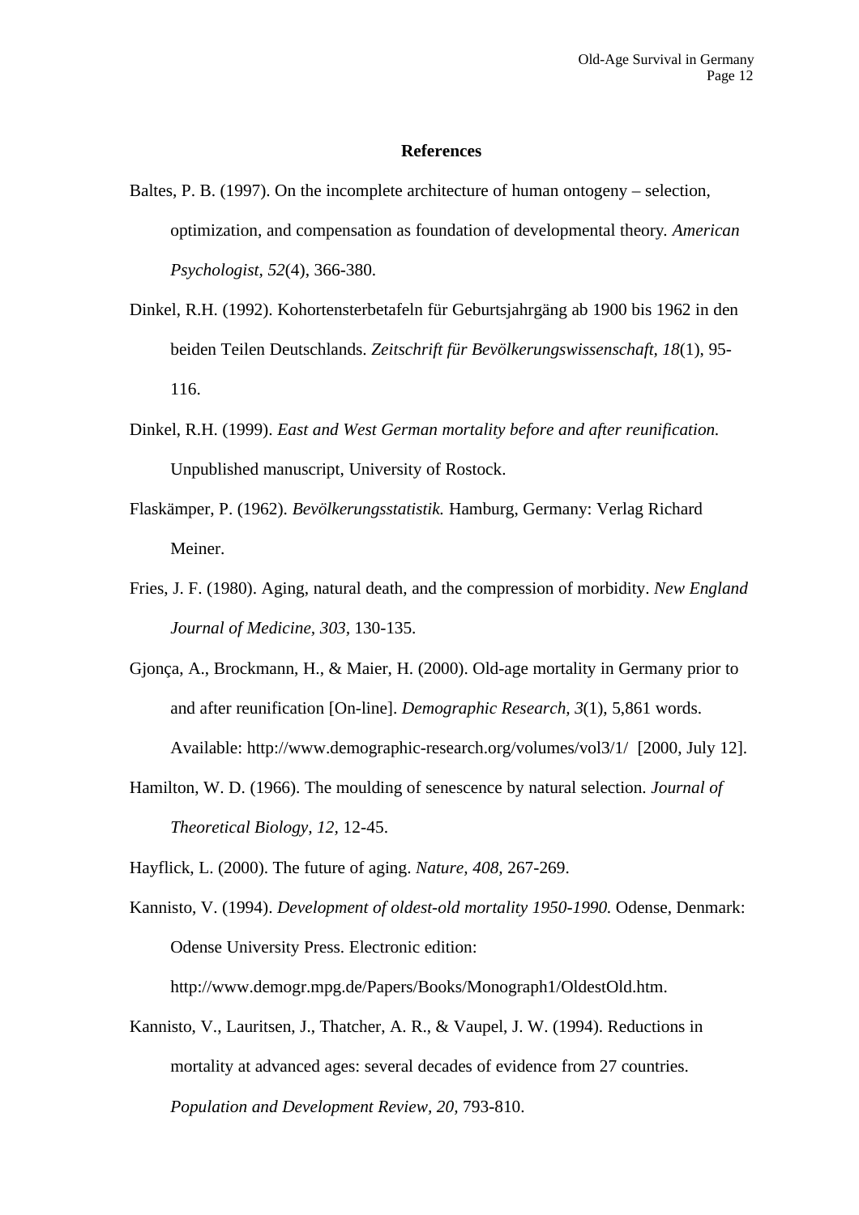## References

Baltes, P. B. (1997). On the incomplete architecture of human ontogeny – selection, optimization, and compensation as foundation of developmental theory. *American Psychologist, 52*(4), 366-380.

Dinkel, R.H. (1992). Kohortensterbetafeln für Geburtsjahrgäng ab 1900 bis 1962 in den beiden Teilen Deutschlands. *Zeitschrift für Bevölkerungswissenschaft, 18*(1), 95-116.

Dinkel, R.H. (1999). *East and West German mortality before and after reunification.* Unpublished manuscript, University of Rostock.

Flaskämper, P. (1962). *Bevölkerungsstatistik.* Hamburg, Germany: Verlag Richard Meiner.

Fries, J. F. (1980). Aging, natural death, and the compression of morbidity. *New England Journal of Medicine, 303,* 130-135.

Gjonça, A., Brockmann, H., & Maier, H. (2000). Old-age mortality in Germany prior to and after reunification [On-line]. *Demographic Research, 3*(1), 5,861 words. Available: http://www.demographic-research.org/volumes/vol3/1/ [2000, July 12].

Hamilton, W. D. (1966). The moulding of senescence by natural selection. *Journal of Theoretical Biology, 12,* 12-45.

Hayflick, L. (2000). The future of aging. *Nature, 408,* 267-269.

Kannisto, V. (1994). *Development of oldest-old mortality 1950-1990.* Odense, Denmark: Odense University Press. Electronic edition: http://www.demogr.mpg.de/Papers/Books/Monograph1/OldestOld.htm.

Kannisto, V., Lauritsen, J., Thatcher, A. R., & Vaupel, J. W. (1994). Reductions in mortality at advanced ages: several decades of evidence from 27 countries. *Population and Development Review, 20,* 793-810.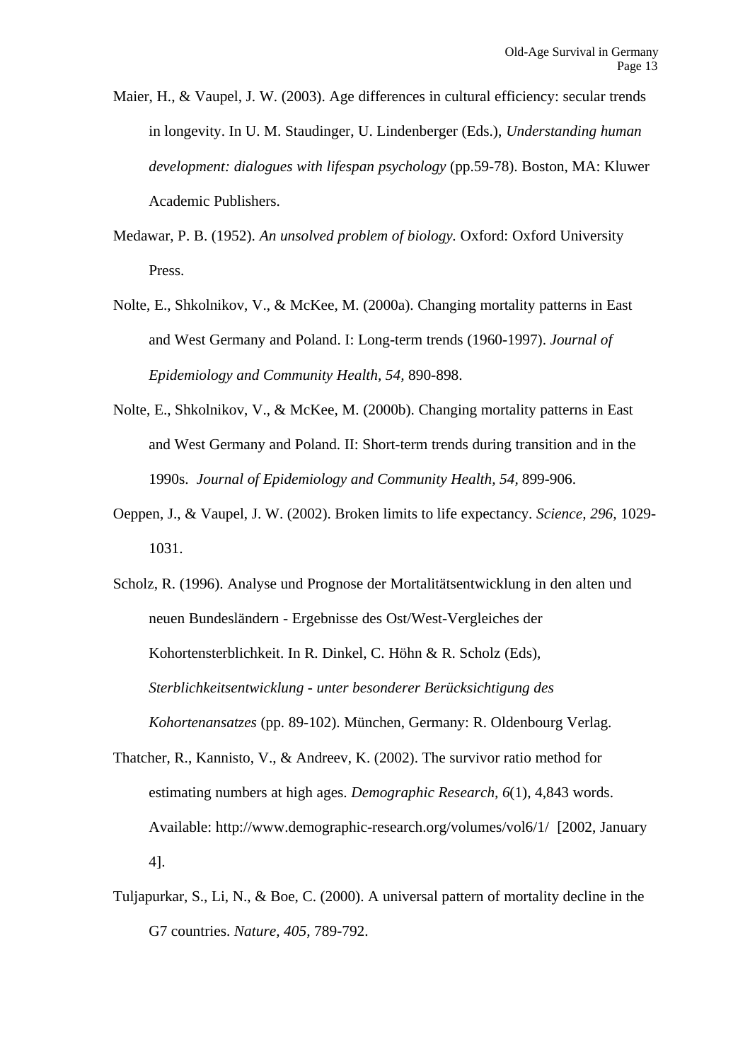Maier, H., & Vaupel, J. W. (2003). Age differences in cultural efficiency: secular trends in longevity. In U. M. Staudinger, U. Lindenberger (Eds.), *Understanding human development: dialogues with lifespan psychology* (pp.59-78). Boston, MA: Kluwer Academic Publishers.

Medawar, P. B. (1952). *An unsolved problem of biology.* Oxford: Oxford University Press.

Nolte, E., Shkolnikov, V., & McKee, M. (2000a). Changing mortality patterns in East and West Germany and Poland. I: Long-term trends (1960-1997). *Journal of Epidemiology and Community Health, 54,* 890-898.

Nolte, E., Shkolnikov, V., & McKee, M. (2000b). Changing mortality patterns in East and West Germany and Poland. II: Short-term trends during transition and in the 1990s. *Journal of Epidemiology and Community Health, 54,* 899-906.

Oeppen, J., & Vaupel, J. W. (2002). Broken limits to life expectancy. *Science, 296,* 1029-1031.

Scholz, R. (1996). Analyse und Prognose der Mortalitätsentwicklung in den alten und neuen Bundesländern - Ergebnisse des Ost/West-Vergleiches der Kohortensterblichkeit. In R. Dinkel, C. Höhn & R. Scholz (Eds), *Sterblichkeitsentwicklung - unter besonderer Berücksichtigung des Kohortenansatzes* (pp. 89-102). München, Germany: R. Oldenbourg Verlag.

Thatcher, R., Kannisto, V., & Andreev, K. (2002). The survivor ratio method for estimating numbers at high ages. *Demographic Research, 6*(1), 4,843 words. Available: http://www.demographic-research.org/volumes/vol6/1/ [2002, January 4].

Tuljapurkar, S., Li, N., & Boe, C. (2000). A universal pattern of mortality decline in the G7 countries. *Nature, 405,* 789-792.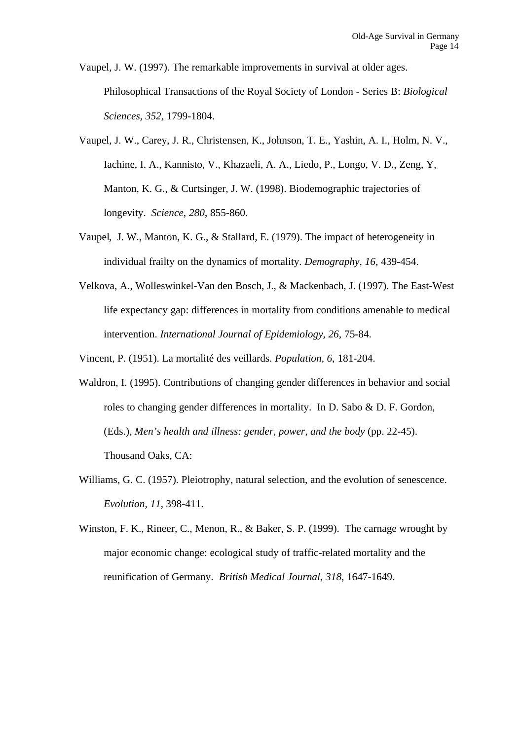Vaupel, J. W. (1997). The remarkable improvements in survival at older ages. Philosophical Transactions of the Royal Society of London - Series B: *Biological Sciences*, *352*, 1799-1804.

Vaupel, J. W., Carey, J. R., Christensen, K., Johnson, T. E., Yashin, A. I., Holm, N. V., Iachine, I. A., Kannisto, V., Khazaeli, A. A., Liedo, P., Longo, V. D., Zeng, Y, Manton, K. G., & Curtsinger, J. W. (1998). Biodemographic trajectories of longevity. *Science*, *280*, 855-860.

Vaupel, J. W., Manton, K. G., & Stallard, E. (1979). The impact of heterogeneity in individual frailty on the dynamics of mortality. *Demography*, *16*, 439-454.

Velkova, A., Wolleswinkel-Van den Bosch, J., & Mackenbach, J. (1997). The East-West life expectancy gap: differences in mortality from conditions amenable to medical intervention. *International Journal of Epidemiology, 26*, 75-84.

Vincent, P. (1951). La mortalité des veillards. *Population, 6,* 181-204.

Waldron, I. (1995). Contributions of changing gender differences in behavior and social roles to changing gender differences in mortality. In D. Sabo & D. F. Gordon, (Eds.), *Men's health and illness: gender, power, and the body* (pp. 22-45). Thousand Oaks, CA:

Williams, G. C. (1957). Pleiotrophy, natural selection, and the evolution of senescence. *Evolution, 11,* 398-411.

Winston, F. K., Rineer, C., Menon, R., & Baker, S. P. (1999). The carnage wrought by major economic change: ecological study of traffic-related mortality and the reunification of Germany. *British Medical Journal*, *318*, 1647-1649.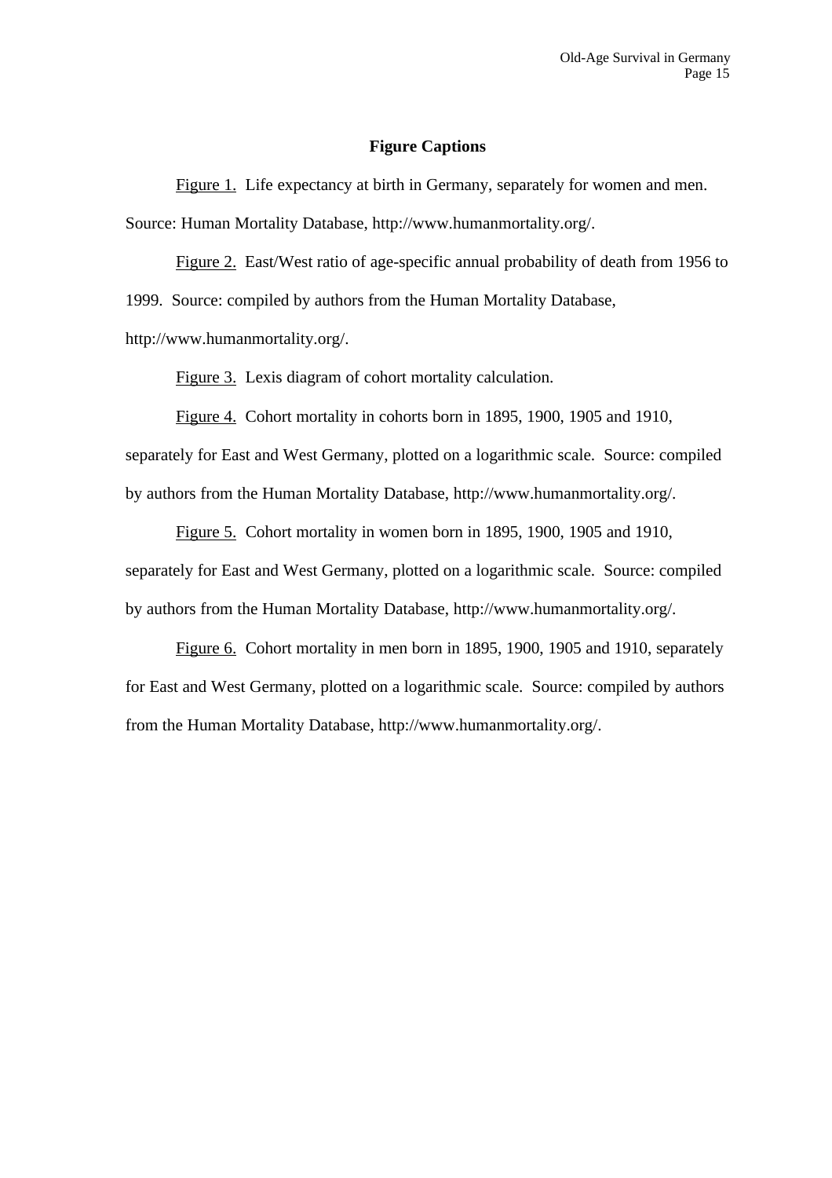## Figure Captions

Figure 1. Life expectancy at birth in Germany, separately for women and men. Source: Human Mortality Database, http://www.humanmortality.org/.

Figure 2. East/West ratio of age-specific annual probability of death from 1956 to 1999. Source: compiled by authors from the Human Mortality Database, http://www.humanmortality.org/.

Figure 3. Lexis diagram of cohort mortality calculation.

Figure 4. Cohort mortality in cohorts born in 1895, 1900, 1905 and 1910, separately for East and West Germany, plotted on a logarithmic scale. Source: compiled by authors from the Human Mortality Database, http://www.humanmortality.org/.

Figure 5. Cohort mortality in women born in 1895, 1900, 1905 and 1910, separately for East and West Germany, plotted on a logarithmic scale. Source: compiled by authors from the Human Mortality Database, http://www.humanmortality.org/.

Figure 6. Cohort mortality in men born in 1895, 1900, 1905 and 1910, separately for East and West Germany, plotted on a logarithmic scale. Source: compiled by authors from the Human Mortality Database, http://www.humanmortality.org/.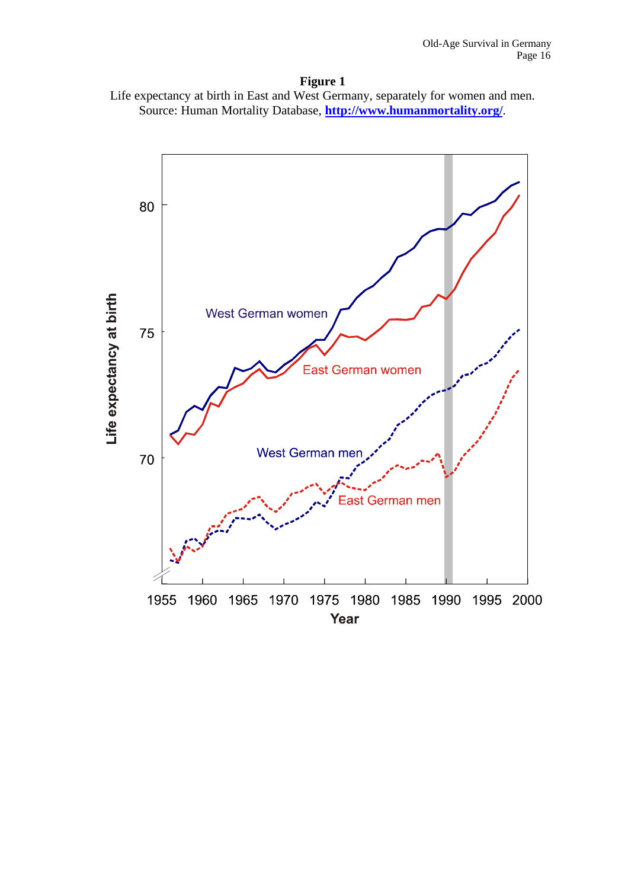**Figure 1**

Life expectancy at birth in East and West Germany, separately for women and men.
Source: Human Mortality Database, **http://www.humanmortality.org/**.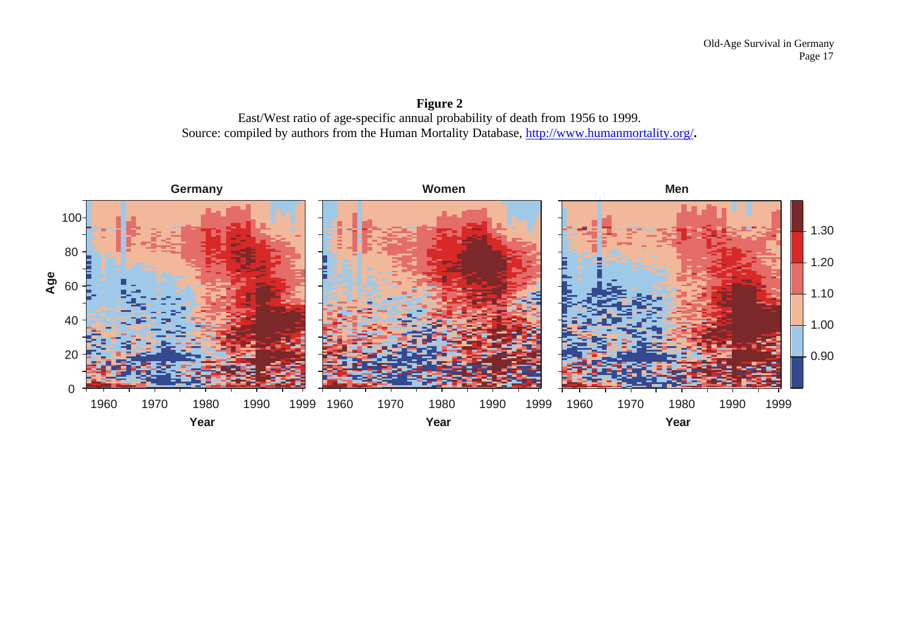**Figure 2**

East/West ratio of age-specific annual probability of death from 1956 to 1999.
Source: compiled by authors from the Human Mortality Database, http://www.humanmortality.org/.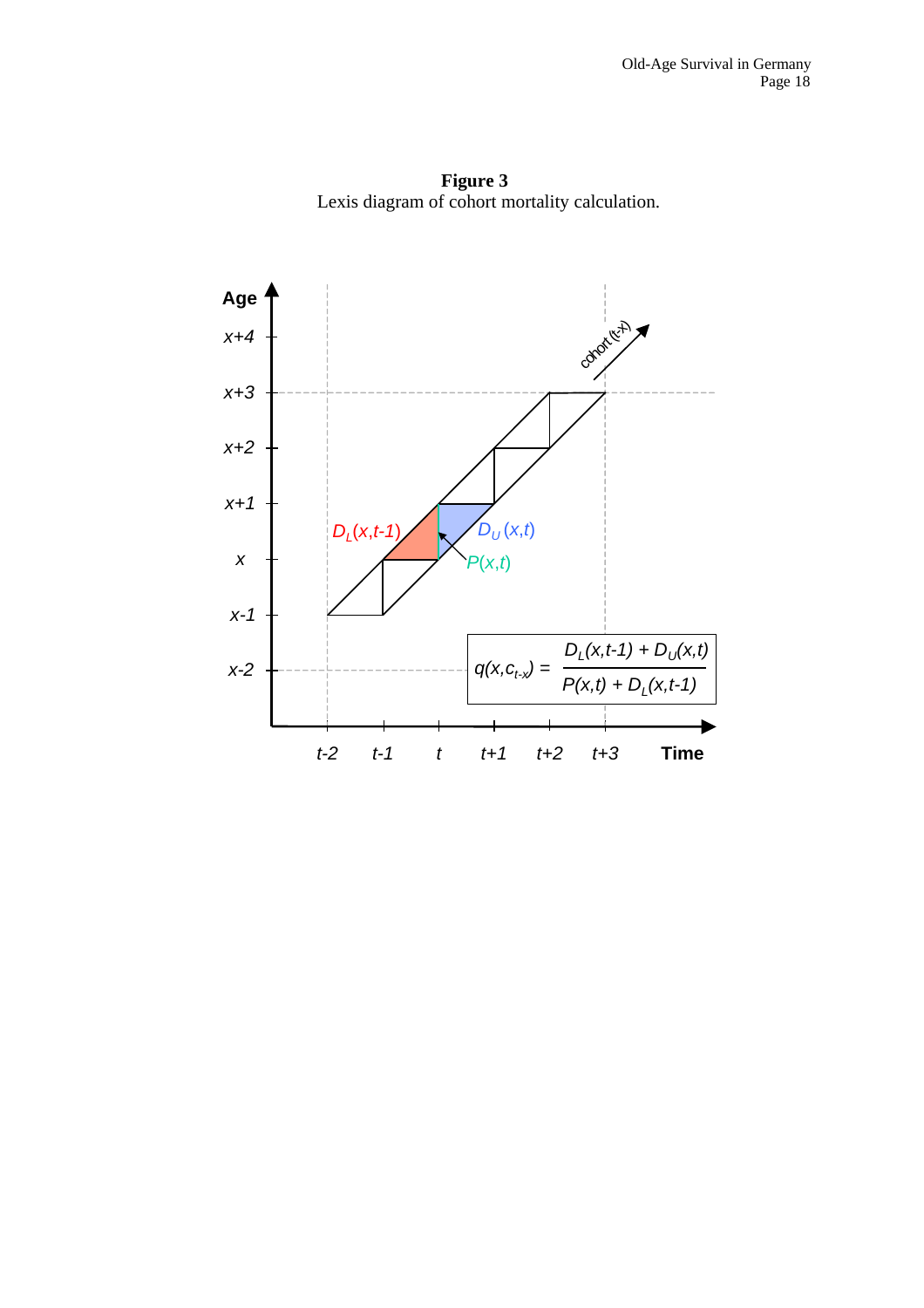**Figure 3**
Lexis diagram of cohort mortality calculation.

$$q(x, c_{t-x}) = \frac{D_L(x,t-1) + D_U(x,t)}{P(x,t) + D_L(x,t-1)}$$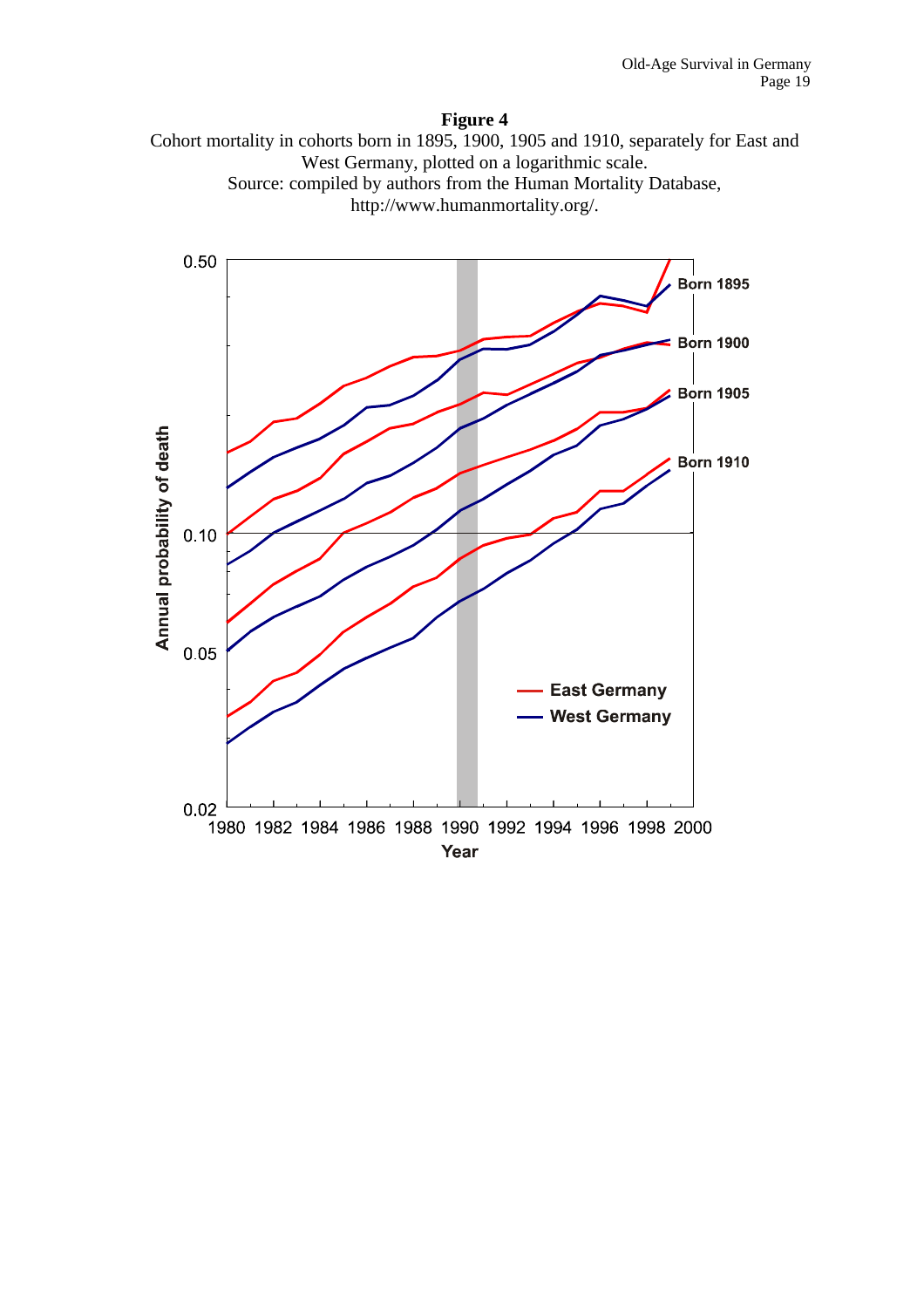**Figure 4**

Cohort mortality in cohorts born in 1895, 1900, 1905 and 1910, separately for East and West Germany, plotted on a logarithmic scale.
Source: compiled by authors from the Human Mortality Database, http://www.humanmortality.org/.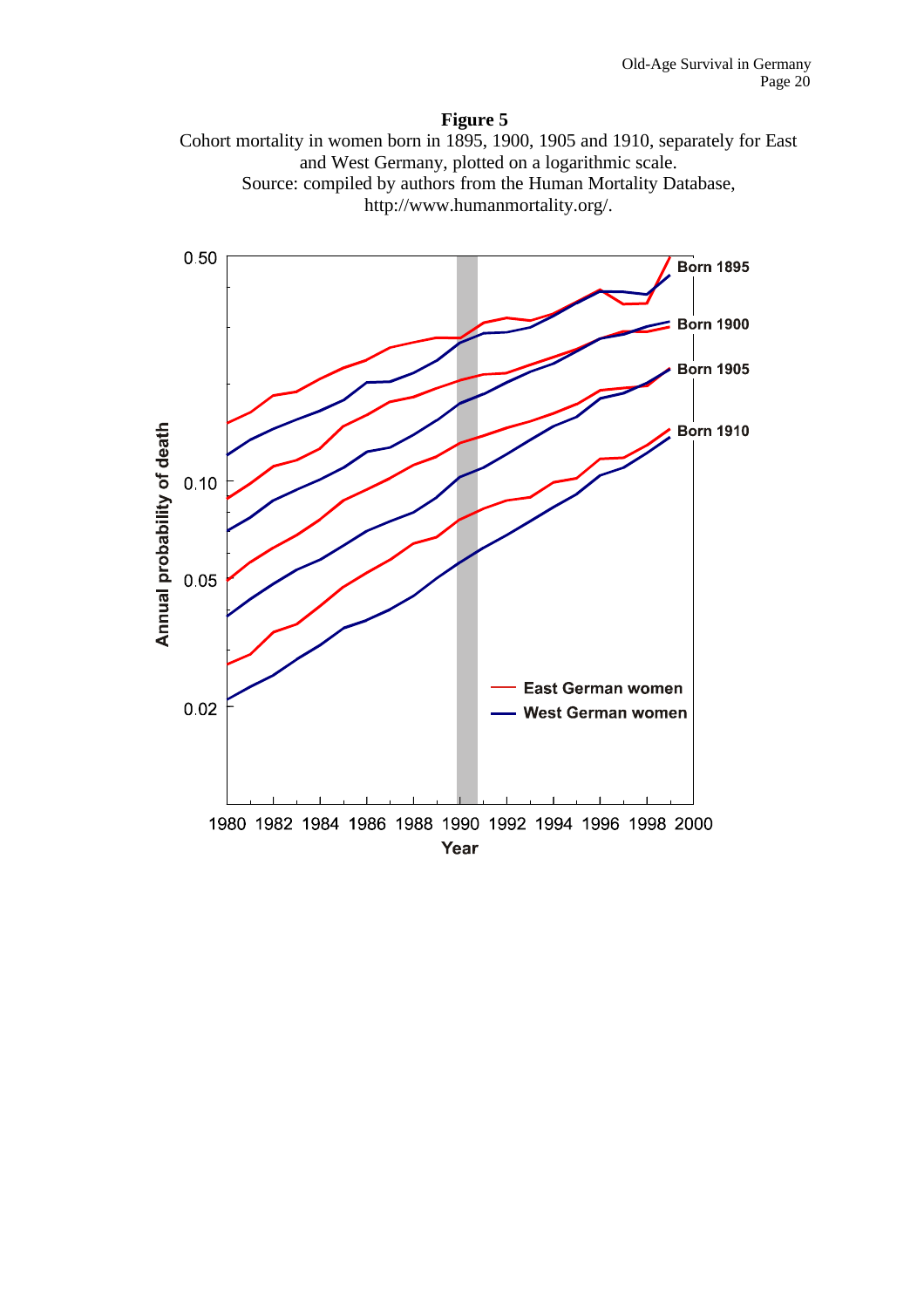**Figure 5**

Cohort mortality in women born in 1895, 1900, 1905 and 1910, separately for East and West Germany, plotted on a logarithmic scale.
Source: compiled by authors from the Human Mortality Database, http://www.humanmortality.org/.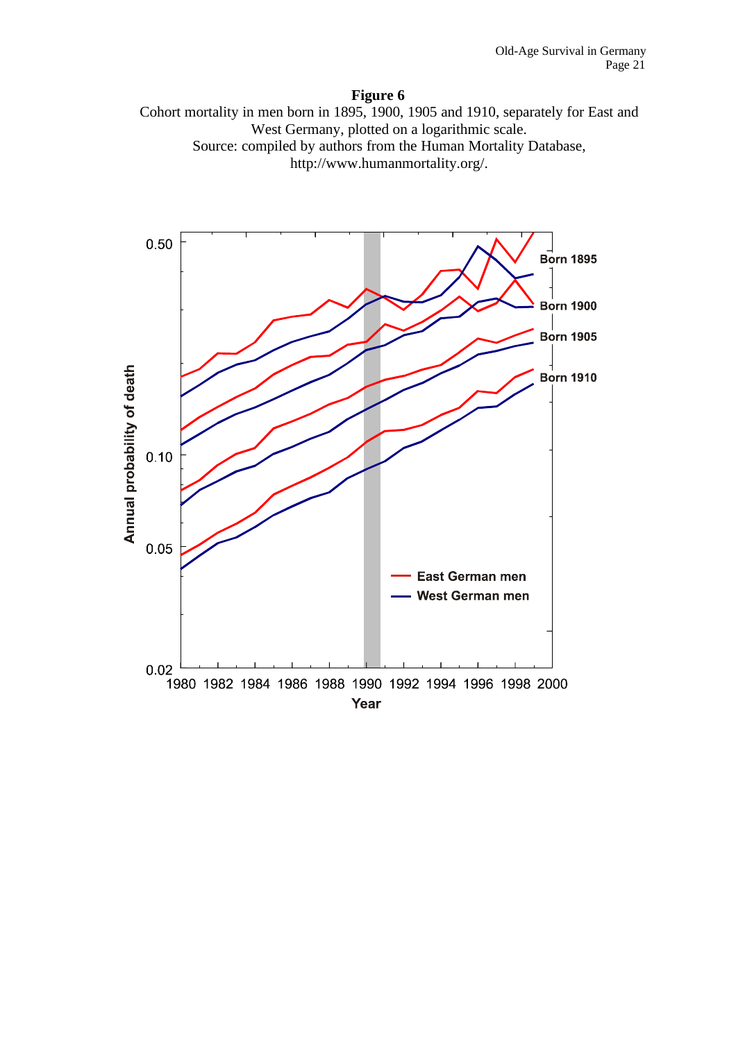**Figure 6**

Cohort mortality in men born in 1895, 1900, 1905 and 1910, separately for East and West Germany, plotted on a logarithmic scale.
Source: compiled by authors from the Human Mortality Database, http://www.humanmortality.org/.

Annual probability of death

0.50
0.10
0.05
0.02

1980 1982 1984 1986 1988 1990 1992 1994 1996 1998 2000

Year

Born 1895
Born 1900
Born 1905
Born 1910

East German men
West German men